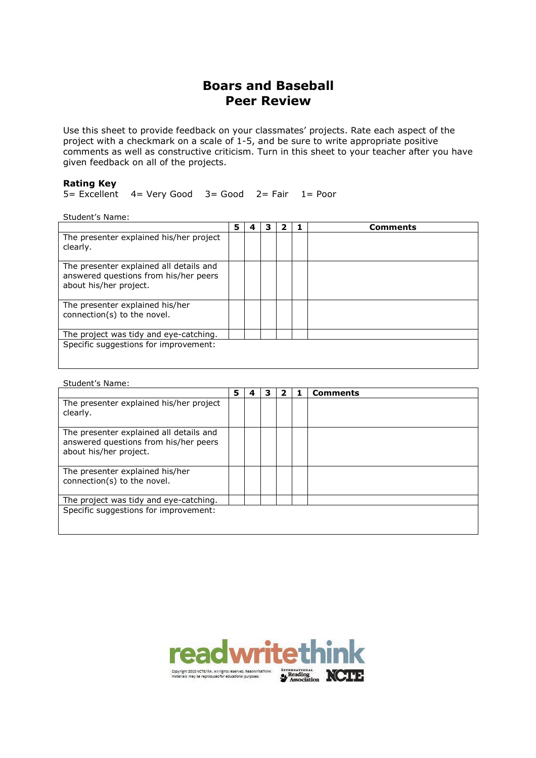# Boars and Baseball
# Peer Review

Use this sheet to provide feedback on your classmates' projects. Rate each aspect of the project with a checkmark on a scale of 1-5, and be sure to write appropriate positive comments as well as constructive criticism. Turn in this sheet to your teacher after you have given feedback on all of the projects.

**Rating Key**

5= Excellent 4= Very Good 3= Good 2= Fair 1= Poor

Student's Name:

| | 5 | 4 | 3 | 2 | 1 | Comments |
|---|---|---|---|---|---|---|
| The presenter explained his/her project clearly. | | | | | | |
| The presenter explained all details and answered questions from his/her peers about his/her project. | | | | | | |
| The presenter explained his/her connection(s) to the novel. | | | | | | |
| The project was tidy and eye-catching. | | | | | | |
| Specific suggestions for improvement: | | | | | | |

Student's Name:

| | 5 | 4 | 3 | 2 | 1 | Comments |
|---|---|---|---|---|---|---|
| The presenter explained his/her project clearly. | | | | | | |
| The presenter explained all details and answered questions from his/her peers about his/her project. | | | | | | |
| The presenter explained his/her connection(s) to the novel. | | | | | | |
| The project was tidy and eye-catching. | | | | | | |
| Specific suggestions for improvement: | | | | | | |

readwritethink

Copyright 2010 NCTE/IRA. All rights reserved. ReadWriteThink materials may be reproduced for educational purposes.

International Reading Association NCTE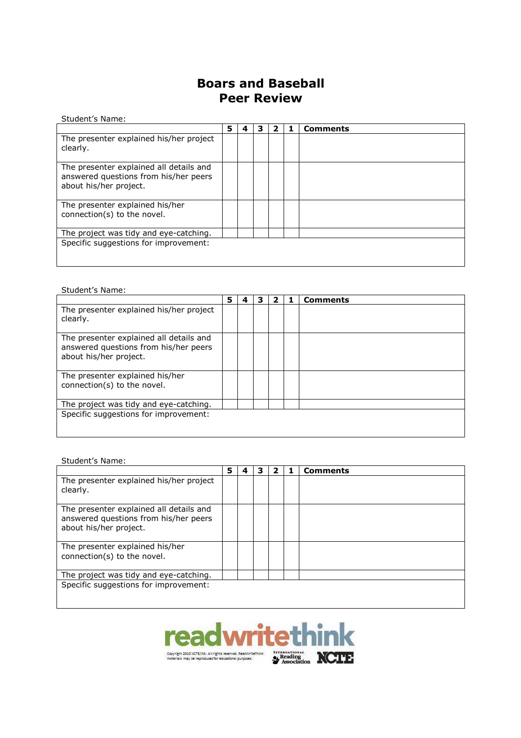# Boars and Baseball
# Peer Review

Student's Name:

| | 5 | 4 | 3 | 2 | 1 | Comments |
|---|---|---|---|---|---|---|
| The presenter explained his/her project clearly. | | | | | | |
| The presenter explained all details and answered questions from his/her peers about his/her project. | | | | | | |
| The presenter explained his/her connection(s) to the novel. | | | | | | |
| The project was tidy and eye-catching. | | | | | | |
| Specific suggestions for improvement: | | | | | | |

Student's Name:

| | 5 | 4 | 3 | 2 | 1 | Comments |
|---|---|---|---|---|---|---|
| The presenter explained his/her project clearly. | | | | | | |
| The presenter explained all details and answered questions from his/her peers about his/her project. | | | | | | |
| The presenter explained his/her connection(s) to the novel. | | | | | | |
| The project was tidy and eye-catching. | | | | | | |
| Specific suggestions for improvement: | | | | | | |

Student's Name:

| | 5 | 4 | 3 | 2 | 1 | Comments |
|---|---|---|---|---|---|---|
| The presenter explained his/her project clearly. | | | | | | |
| The presenter explained all details and answered questions from his/her peers about his/her project. | | | | | | |
| The presenter explained his/her connection(s) to the novel. | | | | | | |
| The project was tidy and eye-catching. | | | | | | |
| Specific suggestions for improvement: | | | | | | |

readwritethink

Copyright 2010 NCTE/IRA. All rights reserved. ReadWriteThink materials may be reproduced for educational purposes.

International Reading Association NCTE